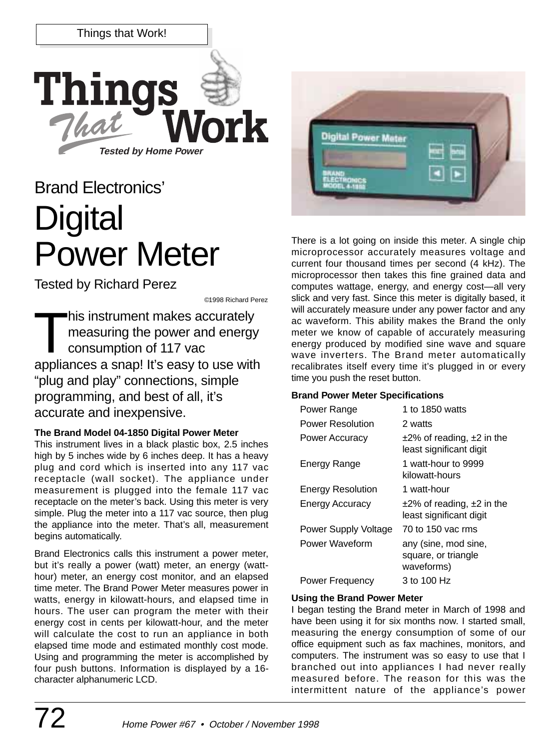Things that Work!

# Things That Work

*Tested by Home Power*

Brand Electronics'

# Digital Power Meter

Tested by Richard Perez

©1998 Richard Perez

This instrument makes accurately measuring the power and energy consumption of 117 vac appliances a snap! It's easy to use with "plug and play" connections, simple programming, and best of all, it's accurate and inexpensive.

### The Brand Model 04-1850 Digital Power Meter

This instrument lives in a black plastic box, 2.5 inches high by 5 inches wide by 6 inches deep. It has a heavy plug and cord which is inserted into any 117 vac receptacle (wall socket). The appliance under measurement is plugged into the female 117 vac receptacle on the meter's back. Using this meter is very simple. Plug the meter into a 117 vac source, then plug the appliance into the meter. That's all, measurement begins automatically.

Brand Electronics calls this instrument a power meter, but it's really a power (watt) meter, an energy (watt-hour) meter, an energy cost monitor, and an elapsed time meter. The Brand Power Meter measures power in watts, energy in kilowatt-hours, and elapsed time in hours. The user can program the meter with their energy cost in cents per kilowatt-hour, and the meter will calculate the cost to run an appliance in both elapsed time mode and estimated monthly cost mode. Using and programming the meter is accomplished by four push buttons. Information is displayed by a 16-character alphanumeric LCD.

There is a lot going on inside this meter. A single chip microprocessor accurately measures voltage and current four thousand times per second (4 kHz). The microprocessor then takes this fine grained data and computes wattage, energy, and energy cost—all very slick and very fast. Since this meter is digitally based, it will accurately measure under any power factor and any ac waveform. This ability makes the Brand the only meter we know of capable of accurately measuring energy produced by modified sine wave and square wave inverters. The Brand meter automatically recalibrates itself every time it's plugged in or every time you push the reset button.

### Brand Power Meter Specifications

| | |
|---|---|
| Power Range | 1 to 1850 watts |
| Power Resolution | 2 watts |
| Power Accuracy | ±2% of reading, ±2 in the least significant digit |
| Energy Range | 1 watt-hour to 9999 kilowatt-hours |
| Energy Resolution | 1 watt-hour |
| Energy Accuracy | ±2% of reading, ±2 in the least significant digit |
| Power Supply Voltage | 70 to 150 vac rms |
| Power Waveform | any (sine, mod sine, square, or triangle waveforms) |
| Power Frequency | 3 to 100 Hz |

### Using the Brand Power Meter

I began testing the Brand meter in March of 1998 and have been using it for six months now. I started small, measuring the energy consumption of some of our office equipment such as fax machines, monitors, and computers. The instrument was so easy to use that I branched out into appliances I had never really measured before. The reason for this was the intermittent nature of the appliance's power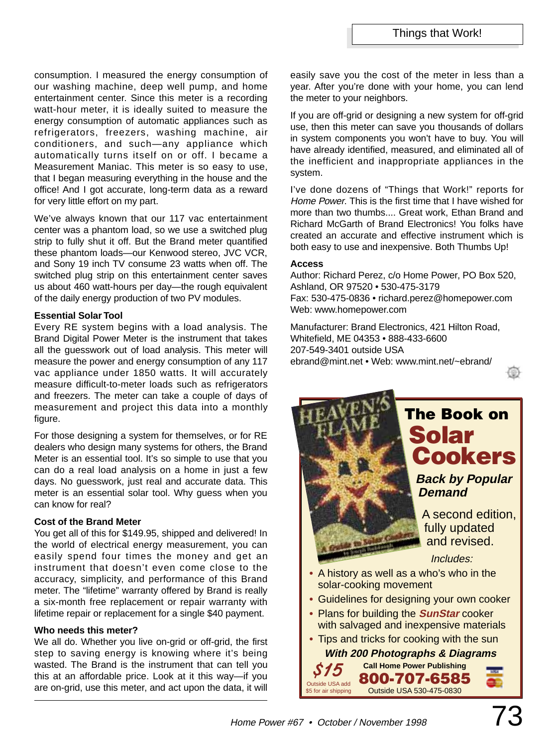consumption. I measured the energy consumption of our washing machine, deep well pump, and home entertainment center. Since this meter is a recording watt-hour meter, it is ideally suited to measure the energy consumption of automatic appliances such as refrigerators, freezers, washing machine, air conditioners, and such—any appliance which automatically turns itself on or off. I became a Measurement Maniac. This meter is so easy to use, that I began measuring everything in the house and the office! And I got accurate, long-term data as a reward for very little effort on my part.

We've always known that our 117 vac entertainment center was a phantom load, so we use a switched plug strip to fully shut it off. But the Brand meter quantified these phantom loads—our Kenwood stereo, JVC VCR, and Sony 19 inch TV consume 23 watts when off. The switched plug strip on this entertainment center saves us about 460 watt-hours per day—the rough equivalent of the daily energy production of two PV modules.

**Essential Solar Tool**

Every RE system begins with a load analysis. The Brand Digital Power Meter is the instrument that takes all the guesswork out of load analysis. This meter will measure the power and energy consumption of any 117 vac appliance under 1850 watts. It will accurately measure difficult-to-meter loads such as refrigerators and freezers. The meter can take a couple of days of measurement and project this data into a monthly figure.

For those designing a system for themselves, or for RE dealers who design many systems for others, the Brand Meter is an essential tool. It's so simple to use that you can do a real load analysis on a home in just a few days. No guesswork, just real and accurate data. This meter is an essential solar tool. Why guess when you can know for real?

**Cost of the Brand Meter**

You get all of this for $149.95, shipped and delivered! In the world of electrical energy measurement, you can easily spend four times the money and get an instrument that doesn't even come close to the accuracy, simplicity, and performance of this Brand meter. The "lifetime" warranty offered by Brand is really a six-month free replacement or repair warranty with lifetime repair or replacement for a single $40 payment.

**Who needs this meter?**

We all do. Whether you live on-grid or off-grid, the first step to saving energy is knowing where it's being wasted. The Brand is the instrument that can tell you this at an affordable price. Look at it this way—if you are on-grid, use this meter, and act upon the data, it will easily save you the cost of the meter in less than a year. After you're done with your home, you can lend the meter to your neighbors.

If you are off-grid or designing a new system for off-grid use, then this meter can save you thousands of dollars in system components you won't have to buy. You will have already identified, measured, and eliminated all of the inefficient and inappropriate appliances in the system.

I've done dozens of "Things that Work!" reports for *Home Power*. This is the first time that I have wished for more than two thumbs.... Great work, Ethan Brand and Richard McGarth of Brand Electronics! You folks have created an accurate and effective instrument which is both easy to use and inexpensive. Both Thumbs Up!

**Access**

Author: Richard Perez, c/o Home Power, PO Box 520, Ashland, OR 97520 • 530-475-3179
Fax: 530-475-0836 • richard.perez@homepower.com
Web: www.homepower.com

Manufacturer: Brand Electronics, 421 Hilton Road, Whitefield, ME 04353 • 888-433-6600
207-549-3401 outside USA
ebrand@mint.net • Web: www.mint.net/~ebrand/

**The Book on Solar Cookers**

***Back by Popular Demand***

A second edition, fully updated and revised.

*Includes:*

- A history as well as a who's who in the solar-cooking movement
- Guidelines for designing your own cooker
- Plans for building the ***SunStar*** cooker with salvaged and inexpensive materials
- Tips and tricks for cooking with the sun

***With 200 Photographs & Diagrams***

$15 — Outside USA add $5 for air shipping

Call Home Power Publishing **800-707-6585** Outside USA 530-475-0830